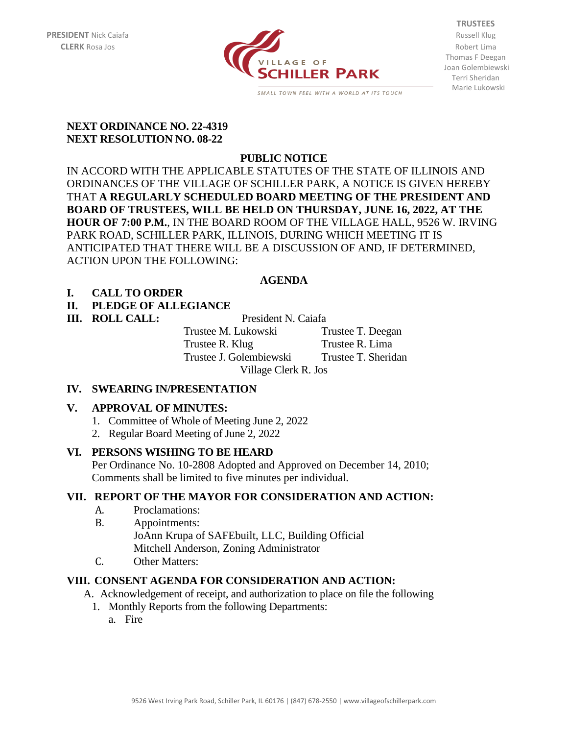PRESIDENT Nick Caiafa
CLERK Rosa Jos

VILLAGE OF SCHILLER PARK
SMALL TOWN FEEL WITH A WORLD AT ITS TOUCH

TRUSTEES
Russell Klug
Robert Lima
Thomas F Deegan
Joan Golembiewski
Terri Sheridan
Marie Lukowski

**NEXT ORDINANCE NO. 22-4319**
**NEXT RESOLUTION NO. 08-22**

## PUBLIC NOTICE

IN ACCORD WITH THE APPLICABLE STATUTES OF THE STATE OF ILLINOIS AND ORDINANCES OF THE VILLAGE OF SCHILLER PARK, A NOTICE IS GIVEN HEREBY THAT **A REGULARLY SCHEDULED BOARD MEETING OF THE PRESIDENT AND BOARD OF TRUSTEES, WILL BE HELD ON THURSDAY, JUNE 16, 2022, AT THE HOUR OF 7:00 P.M.**, IN THE BOARD ROOM OF THE VILLAGE HALL, 9526 W. IRVING PARK ROAD, SCHILLER PARK, ILLINOIS, DURING WHICH MEETING IT IS ANTICIPATED THAT THERE WILL BE A DISCUSSION OF AND, IF DETERMINED, ACTION UPON THE FOLLOWING:

## AGENDA

**I. CALL TO ORDER**

**II. PLEDGE OF ALLEGIANCE**

**III. ROLL CALL:**

President N. Caiafa

| | |
|---|---|
| Trustee M. Lukowski | Trustee T. Deegan |
| Trustee R. Klug | Trustee R. Lima |
| Trustee J. Golembiewski | Trustee T. Sheridan |

Village Clerk R. Jos

**IV. SWEARING IN/PRESENTATION**

**V. APPROVAL OF MINUTES:**

1. Committee of Whole of Meeting June 2, 2022
2. Regular Board Meeting of June 2, 2022

**VI. PERSONS WISHING TO BE HEARD**

Per Ordinance No. 10-2808 Adopted and Approved on December 14, 2010; Comments shall be limited to five minutes per individual.

**VII. REPORT OF THE MAYOR FOR CONSIDERATION AND ACTION:**

A. Proclamations:

B. Appointments:
JoAnn Krupa of SAFEbuilt, LLC, Building Official
Mitchell Anderson, Zoning Administrator

C. Other Matters:

**VIII. CONSENT AGENDA FOR CONSIDERATION AND ACTION:**

A. Acknowledgement of receipt, and authorization to place on file the following
   1. Monthly Reports from the following Departments:
      a. Fire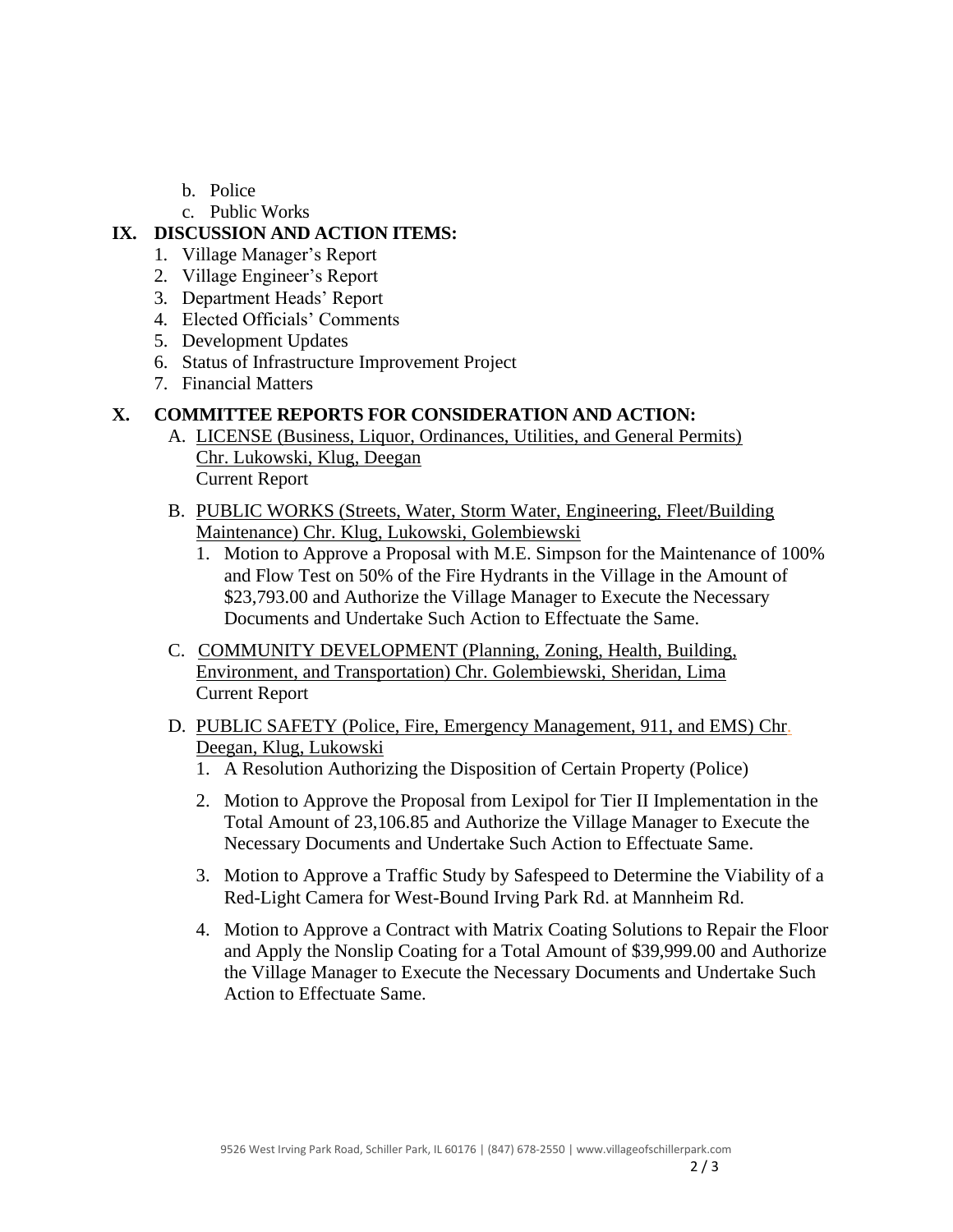b. Police
   c. Public Works

## IX. DISCUSSION AND ACTION ITEMS:

1. Village Manager's Report
2. Village Engineer's Report
3. Department Heads' Report
4. Elected Officials' Comments
5. Development Updates
6. Status of Infrastructure Improvement Project
7. Financial Matters

## X. COMMITTEE REPORTS FOR CONSIDERATION AND ACTION:

A. LICENSE (Business, Liquor, Ordinances, Utilities, and General Permits) Chr. Lukowski, Klug, Deegan
   Current Report

B. PUBLIC WORKS (Streets, Water, Storm Water, Engineering, Fleet/Building Maintenance) Chr. Klug, Lukowski, Golembiewski
   1. Motion to Approve a Proposal with M.E. Simpson for the Maintenance of 100% and Flow Test on 50% of the Fire Hydrants in the Village in the Amount of $23,793.00 and Authorize the Village Manager to Execute the Necessary Documents and Undertake Such Action to Effectuate the Same.

C. COMMUNITY DEVELOPMENT (Planning, Zoning, Health, Building, Environment, and Transportation) Chr. Golembiewski, Sheridan, Lima
   Current Report

D. PUBLIC SAFETY (Police, Fire, Emergency Management, 911, and EMS) Chr. Deegan, Klug, Lukowski
   1. A Resolution Authorizing the Disposition of Certain Property (Police)
   2. Motion to Approve the Proposal from Lexipol for Tier II Implementation in the Total Amount of 23,106.85 and Authorize the Village Manager to Execute the Necessary Documents and Undertake Such Action to Effectuate Same.
   3. Motion to Approve a Traffic Study by Safespeed to Determine the Viability of a Red-Light Camera for West-Bound Irving Park Rd. at Mannheim Rd.
   4. Motion to Approve a Contract with Matrix Coating Solutions to Repair the Floor and Apply the Nonslip Coating for a Total Amount of $39,999.00 and Authorize the Village Manager to Execute the Necessary Documents and Undertake Such Action to Effectuate Same.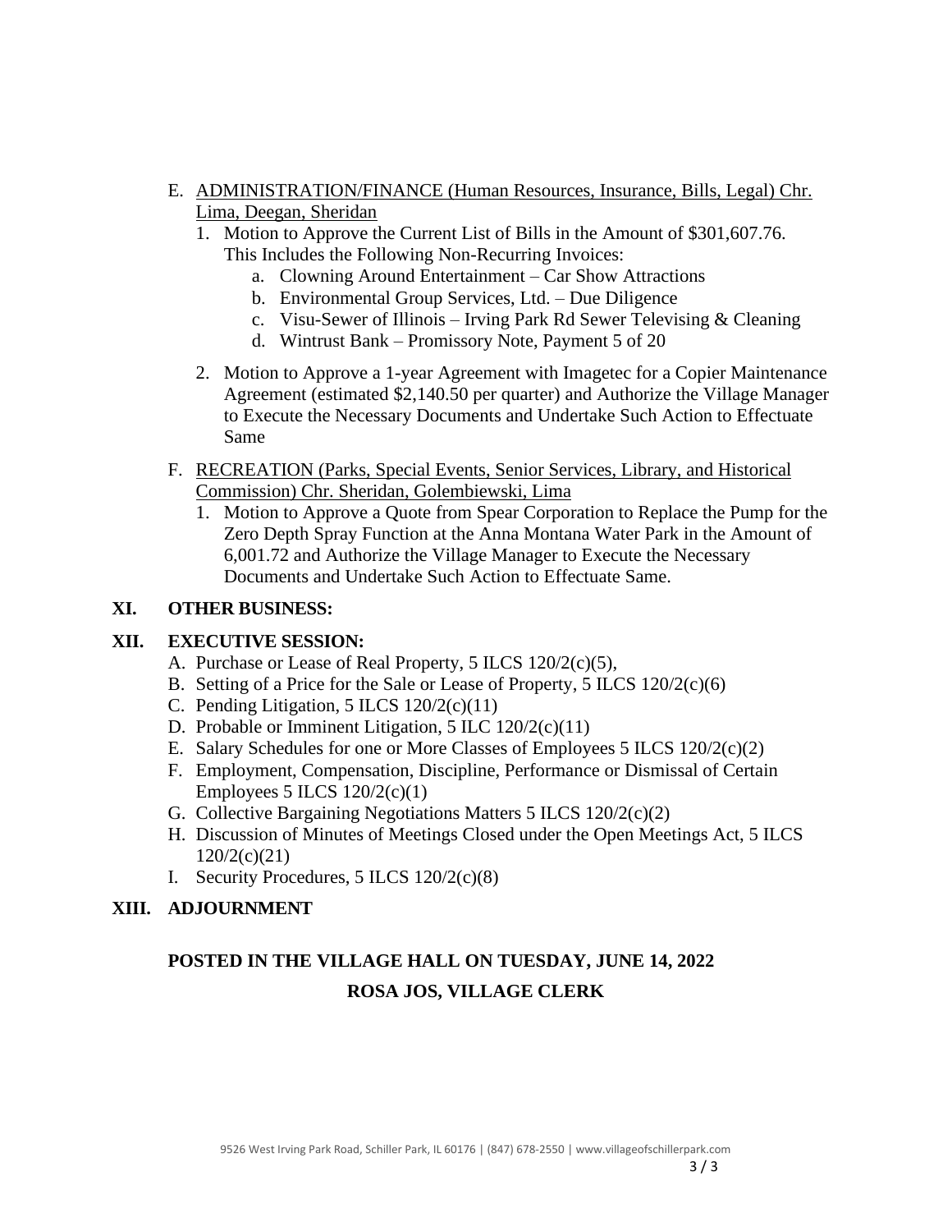E. ADMINISTRATION/FINANCE (Human Resources, Insurance, Bills, Legal) Chr. Lima, Deegan, Sheridan

1. Motion to Approve the Current List of Bills in the Amount of $301,607.76. This Includes the Following Non-Recurring Invoices:
   a. Clowning Around Entertainment – Car Show Attractions
   b. Environmental Group Services, Ltd. – Due Diligence
   c. Visu-Sewer of Illinois – Irving Park Rd Sewer Televising & Cleaning
   d. Wintrust Bank – Promissory Note, Payment 5 of 20
2. Motion to Approve a 1-year Agreement with Imagetec for a Copier Maintenance Agreement (estimated $2,140.50 per quarter) and Authorize the Village Manager to Execute the Necessary Documents and Undertake Such Action to Effectuate Same

F. RECREATION (Parks, Special Events, Senior Services, Library, and Historical Commission) Chr. Sheridan, Golembiewski, Lima

1. Motion to Approve a Quote from Spear Corporation to Replace the Pump for the Zero Depth Spray Function at the Anna Montana Water Park in the Amount of 6,001.72 and Authorize the Village Manager to Execute the Necessary Documents and Undertake Such Action to Effectuate Same.

## XI. OTHER BUSINESS:

## XII. EXECUTIVE SESSION:

A. Purchase or Lease of Real Property, 5 ILCS 120/2(c)(5),
B. Setting of a Price for the Sale or Lease of Property, 5 ILCS 120/2(c)(6)
C. Pending Litigation, 5 ILCS 120/2(c)(11)
D. Probable or Imminent Litigation, 5 ILC 120/2(c)(11)
E. Salary Schedules for one or More Classes of Employees 5 ILCS 120/2(c)(2)
F. Employment, Compensation, Discipline, Performance or Dismissal of Certain Employees 5 ILCS 120/2(c)(1)
G. Collective Bargaining Negotiations Matters 5 ILCS 120/2(c)(2)
H. Discussion of Minutes of Meetings Closed under the Open Meetings Act, 5 ILCS 120/2(c)(21)
I. Security Procedures, 5 ILCS 120/2(c)(8)

## XIII. ADJOURNMENT

**POSTED IN THE VILLAGE HALL ON TUESDAY, JUNE 14, 2022**

**ROSA JOS, VILLAGE CLERK**